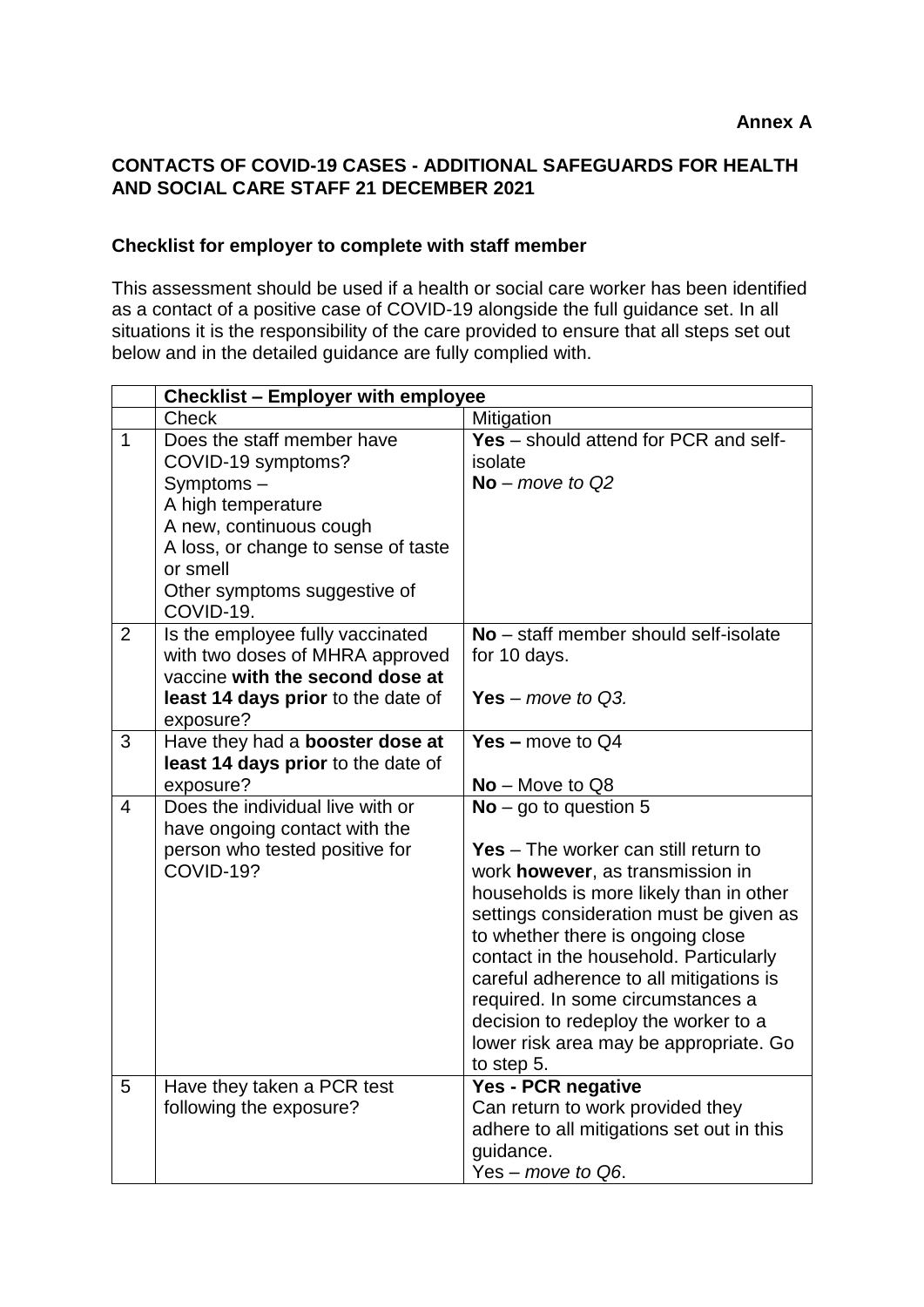**Annex A**

## CONTACTS OF COVID-19 CASES - ADDITIONAL SAFEGUARDS FOR HEALTH AND SOCIAL CARE STAFF 21 DECEMBER 2021

### Checklist for employer to complete with staff member

This assessment should be used if a health or social care worker has been identified as a contact of a positive case of COVID-19 alongside the full guidance set. In all situations it is the responsibility of the care provided to ensure that all steps set out below and in the detailed guidance are fully complied with.

| | **Checklist – Employer with employee** | |
|---|---|---|
| | Check | Mitigation |
| 1 | Does the staff member have COVID-19 symptoms?<br>Symptoms –<br>A high temperature<br>A new, continuous cough<br>A loss, or change to sense of taste or smell<br>Other symptoms suggestive of COVID-19. | **Yes** – should attend for PCR and self-isolate<br>**No** – *move to Q2* |
| 2 | Is the employee fully vaccinated with two doses of MHRA approved vaccine **with the second dose at least 14 days prior** to the date of exposure? | **No** – staff member should self-isolate for 10 days.<br><br>**Yes** – *move to Q3.* |
| 3 | Have they had a **booster dose at least 14 days prior** to the date of exposure? | **Yes –** move to Q4<br><br>**No** – Move to Q8 |
| 4 | Does the individual live with or have ongoing contact with the person who tested positive for COVID-19? | **No** – go to question 5<br><br>**Yes** – The worker can still return to work **however**, as transmission in households is more likely than in other settings consideration must be given as to whether there is ongoing close contact in the household. Particularly careful adherence to all mitigations is required. In some circumstances a decision to redeploy the worker to a lower risk area may be appropriate. Go to step 5. |
| 5 | Have they taken a PCR test following the exposure? | **Yes - PCR negative**<br>Can return to work provided they adhere to all mitigations set out in this guidance.<br>Yes – *move to Q6*. |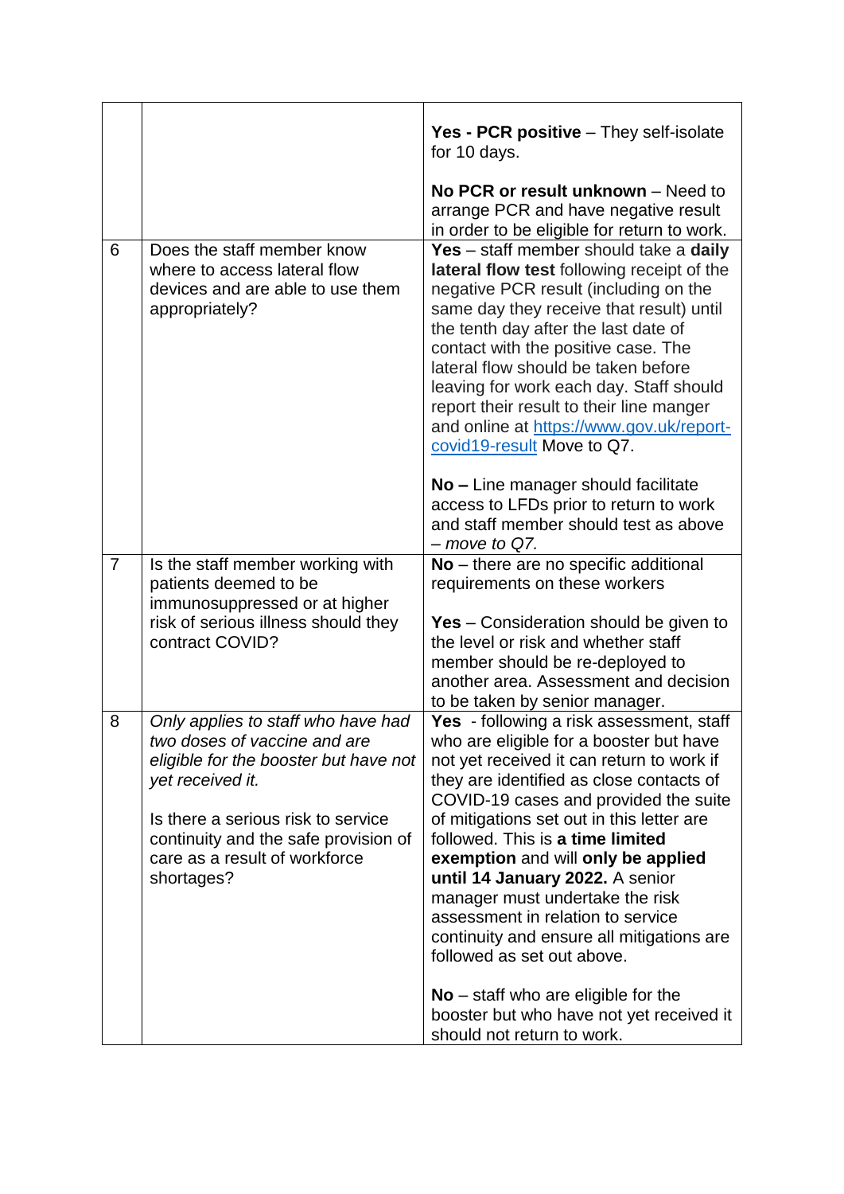| | | |
|---|---|---|
| | | **Yes - PCR positive** – They self-isolate for 10 days.<br><br>**No PCR or result unknown** – Need to arrange PCR and have negative result in order to be eligible for return to work. |
| 6 | Does the staff member know where to access lateral flow devices and are able to use them appropriately? | **Yes** – staff member should take a **daily lateral flow test** following receipt of the negative PCR result (including on the same day they receive that result) until the tenth day after the last date of contact with the positive case. The lateral flow should be taken before leaving for work each day. Staff should report their result to their line manger and online at [https://www.gov.uk/report-covid19-result](https://www.gov.uk/report-covid19-result) Move to Q7.<br><br>**No –** Line manager should facilitate access to LFDs prior to return to work and staff member should test as above *– move to Q7.* |
| 7 | Is the staff member working with patients deemed to be immunosuppressed or at higher risk of serious illness should they contract COVID? | **No** – there are no specific additional requirements on these workers<br><br>**Yes** – Consideration should be given to the level or risk and whether staff member should be re-deployed to another area. Assessment and decision to be taken by senior manager. |
| 8 | *Only applies to staff who have had two doses of vaccine and are eligible for the booster but have not yet received it.*<br><br>Is there a serious risk to service continuity and the safe provision of care as a result of workforce shortages? | **Yes** - following a risk assessment, staff who are eligible for a booster but have not yet received it can return to work if they are identified as close contacts of COVID-19 cases and provided the suite of mitigations set out in this letter are followed. This is **a time limited exemption** and will **only be applied until 14 January 2022.** A senior manager must undertake the risk assessment in relation to service continuity and ensure all mitigations are followed as set out above.<br><br>**No** – staff who are eligible for the booster but who have not yet received it should not return to work. |